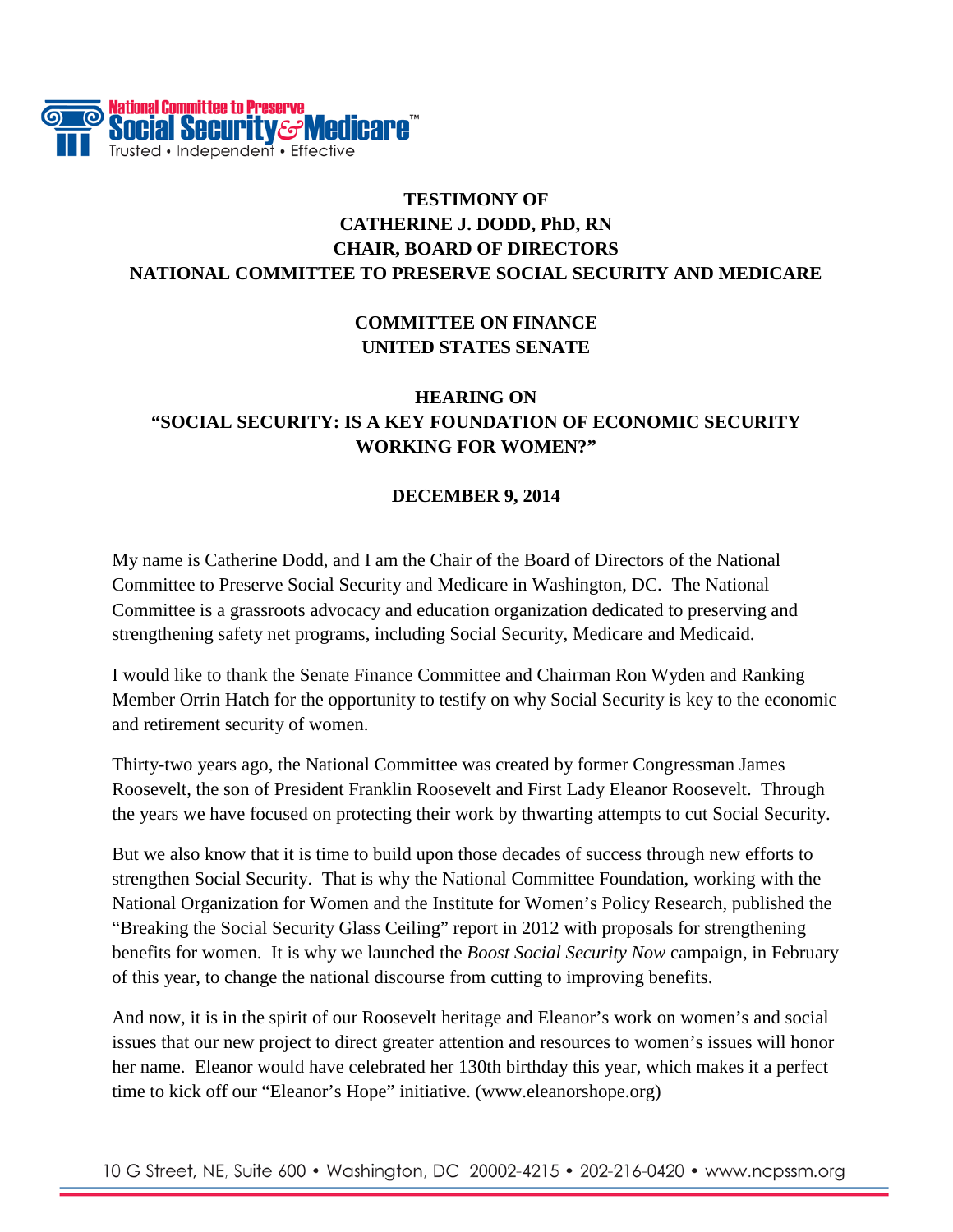National Committee to Preserve Social Security & Medicare™
Trusted • Independent • Effective

**TESTIMONY OF**
**CATHERINE J. DODD, PhD, RN**
**CHAIR, BOARD OF DIRECTORS**
**NATIONAL COMMITTEE TO PRESERVE SOCIAL SECURITY AND MEDICARE**

**COMMITTEE ON FINANCE**
**UNITED STATES SENATE**

**HEARING ON**
**"SOCIAL SECURITY: IS A KEY FOUNDATION OF ECONOMIC SECURITY WORKING FOR WOMEN?"**

**DECEMBER 9, 2014**

My name is Catherine Dodd, and I am the Chair of the Board of Directors of the National Committee to Preserve Social Security and Medicare in Washington, DC. The National Committee is a grassroots advocacy and education organization dedicated to preserving and strengthening safety net programs, including Social Security, Medicare and Medicaid.

I would like to thank the Senate Finance Committee and Chairman Ron Wyden and Ranking Member Orrin Hatch for the opportunity to testify on why Social Security is key to the economic and retirement security of women.

Thirty-two years ago, the National Committee was created by former Congressman James Roosevelt, the son of President Franklin Roosevelt and First Lady Eleanor Roosevelt. Through the years we have focused on protecting their work by thwarting attempts to cut Social Security.

But we also know that it is time to build upon those decades of success through new efforts to strengthen Social Security. That is why the National Committee Foundation, working with the National Organization for Women and the Institute for Women's Policy Research, published the "Breaking the Social Security Glass Ceiling" report in 2012 with proposals for strengthening benefits for women. It is why we launched the *Boost Social Security Now* campaign, in February of this year, to change the national discourse from cutting to improving benefits.

And now, it is in the spirit of our Roosevelt heritage and Eleanor's work on women's and social issues that our new project to direct greater attention and resources to women's issues will honor her name. Eleanor would have celebrated her 130th birthday this year, which makes it a perfect time to kick off our "Eleanor's Hope" initiative. (www.eleanorshope.org)

10 G Street, NE, Suite 600 • Washington, DC 20002-4215 • 202-216-0420 • www.ncpssm.org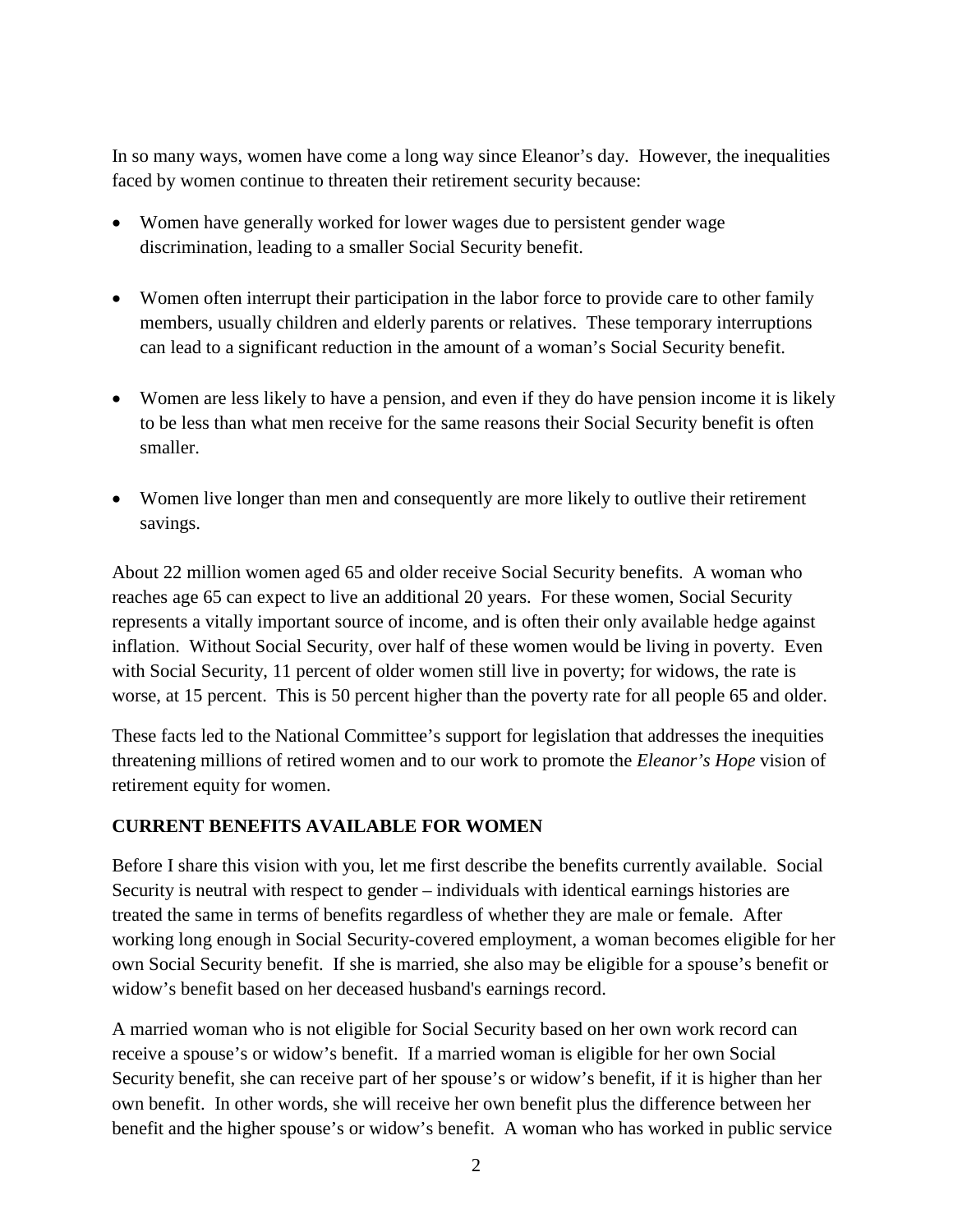In so many ways, women have come a long way since Eleanor's day. However, the inequalities faced by women continue to threaten their retirement security because:

- Women have generally worked for lower wages due to persistent gender wage discrimination, leading to a smaller Social Security benefit.
- Women often interrupt their participation in the labor force to provide care to other family members, usually children and elderly parents or relatives. These temporary interruptions can lead to a significant reduction in the amount of a woman's Social Security benefit.
- Women are less likely to have a pension, and even if they do have pension income it is likely to be less than what men receive for the same reasons their Social Security benefit is often smaller.
- Women live longer than men and consequently are more likely to outlive their retirement savings.

About 22 million women aged 65 and older receive Social Security benefits. A woman who reaches age 65 can expect to live an additional 20 years. For these women, Social Security represents a vitally important source of income, and is often their only available hedge against inflation. Without Social Security, over half of these women would be living in poverty. Even with Social Security, 11 percent of older women still live in poverty; for widows, the rate is worse, at 15 percent. This is 50 percent higher than the poverty rate for all people 65 and older.

These facts led to the National Committee's support for legislation that addresses the inequities threatening millions of retired women and to our work to promote the *Eleanor's Hope* vision of retirement equity for women.

**CURRENT BENEFITS AVAILABLE FOR WOMEN**

Before I share this vision with you, let me first describe the benefits currently available. Social Security is neutral with respect to gender – individuals with identical earnings histories are treated the same in terms of benefits regardless of whether they are male or female. After working long enough in Social Security-covered employment, a woman becomes eligible for her own Social Security benefit. If she is married, she also may be eligible for a spouse's benefit or widow's benefit based on her deceased husband's earnings record.

A married woman who is not eligible for Social Security based on her own work record can receive a spouse's or widow's benefit. If a married woman is eligible for her own Social Security benefit, she can receive part of her spouse's or widow's benefit, if it is higher than her own benefit. In other words, she will receive her own benefit plus the difference between her benefit and the higher spouse's or widow's benefit. A woman who has worked in public service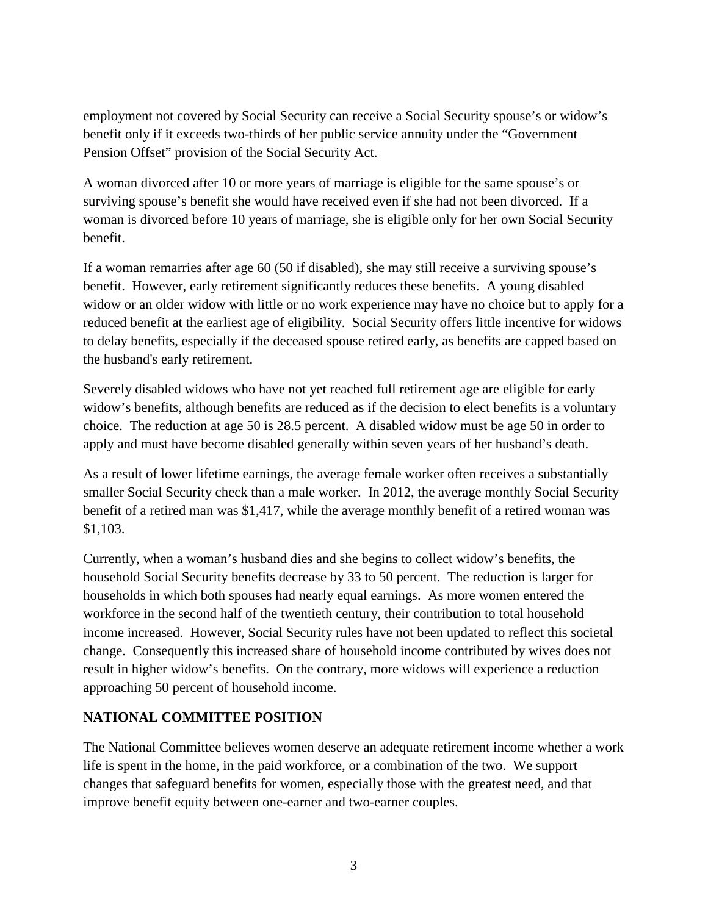employment not covered by Social Security can receive a Social Security spouse's or widow's benefit only if it exceeds two-thirds of her public service annuity under the "Government Pension Offset" provision of the Social Security Act.

A woman divorced after 10 or more years of marriage is eligible for the same spouse's or surviving spouse's benefit she would have received even if she had not been divorced. If a woman is divorced before 10 years of marriage, she is eligible only for her own Social Security benefit.

If a woman remarries after age 60 (50 if disabled), she may still receive a surviving spouse's benefit. However, early retirement significantly reduces these benefits. A young disabled widow or an older widow with little or no work experience may have no choice but to apply for a reduced benefit at the earliest age of eligibility. Social Security offers little incentive for widows to delay benefits, especially if the deceased spouse retired early, as benefits are capped based on the husband's early retirement.

Severely disabled widows who have not yet reached full retirement age are eligible for early widow's benefits, although benefits are reduced as if the decision to elect benefits is a voluntary choice. The reduction at age 50 is 28.5 percent. A disabled widow must be age 50 in order to apply and must have become disabled generally within seven years of her husband's death.

As a result of lower lifetime earnings, the average female worker often receives a substantially smaller Social Security check than a male worker. In 2012, the average monthly Social Security benefit of a retired man was $1,417, while the average monthly benefit of a retired woman was $1,103.

Currently, when a woman's husband dies and she begins to collect widow's benefits, the household Social Security benefits decrease by 33 to 50 percent. The reduction is larger for households in which both spouses had nearly equal earnings. As more women entered the workforce in the second half of the twentieth century, their contribution to total household income increased. However, Social Security rules have not been updated to reflect this societal change. Consequently this increased share of household income contributed by wives does not result in higher widow's benefits. On the contrary, more widows will experience a reduction approaching 50 percent of household income.

## NATIONAL COMMITTEE POSITION

The National Committee believes women deserve an adequate retirement income whether a work life is spent in the home, in the paid workforce, or a combination of the two. We support changes that safeguard benefits for women, especially those with the greatest need, and that improve benefit equity between one-earner and two-earner couples.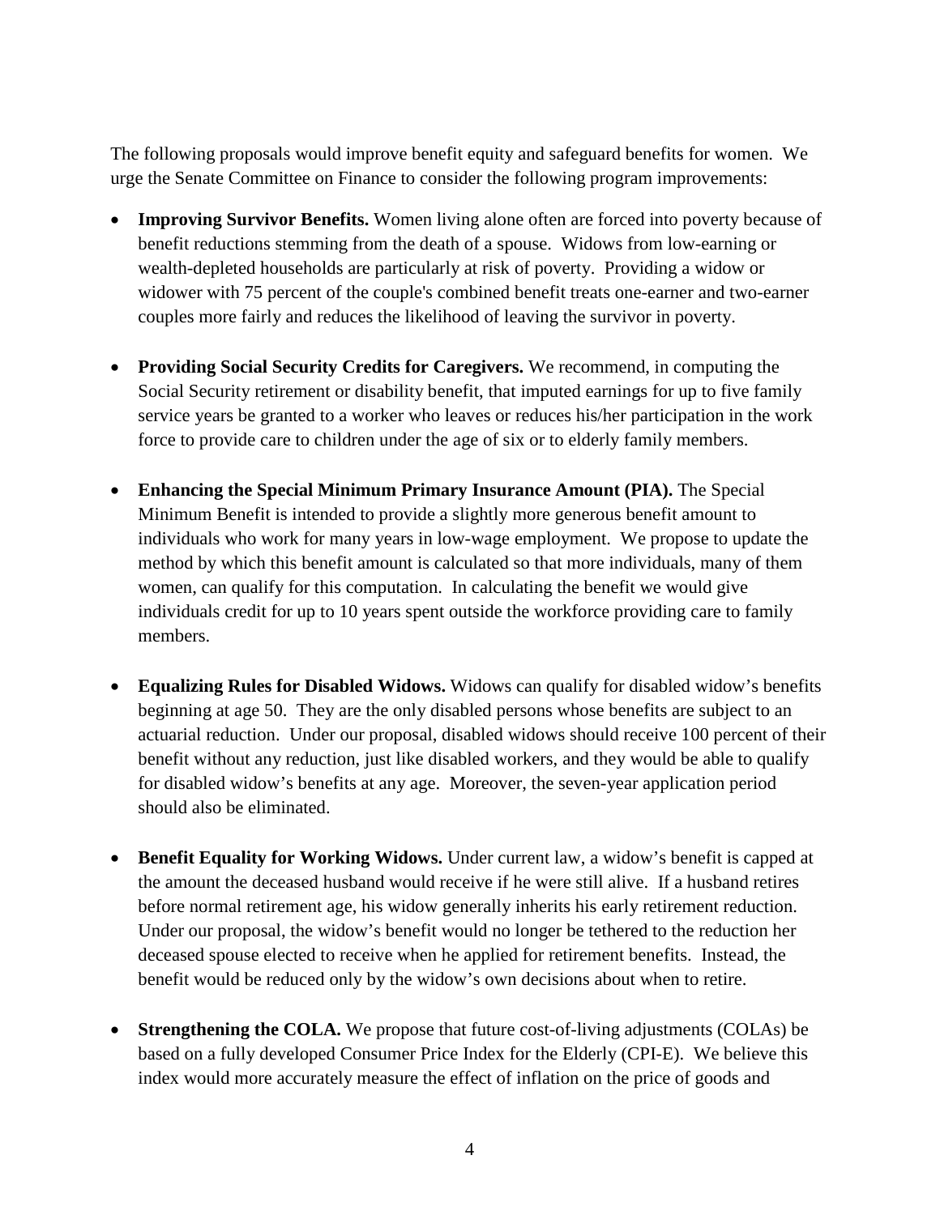The following proposals would improve benefit equity and safeguard benefits for women. We urge the Senate Committee on Finance to consider the following program improvements:

- **Improving Survivor Benefits.** Women living alone often are forced into poverty because of benefit reductions stemming from the death of a spouse. Widows from low-earning or wealth-depleted households are particularly at risk of poverty. Providing a widow or widower with 75 percent of the couple's combined benefit treats one-earner and two-earner couples more fairly and reduces the likelihood of leaving the survivor in poverty.

- **Providing Social Security Credits for Caregivers.** We recommend, in computing the Social Security retirement or disability benefit, that imputed earnings for up to five family service years be granted to a worker who leaves or reduces his/her participation in the work force to provide care to children under the age of six or to elderly family members.

- **Enhancing the Special Minimum Primary Insurance Amount (PIA).** The Special Minimum Benefit is intended to provide a slightly more generous benefit amount to individuals who work for many years in low-wage employment. We propose to update the method by which this benefit amount is calculated so that more individuals, many of them women, can qualify for this computation. In calculating the benefit we would give individuals credit for up to 10 years spent outside the workforce providing care to family members.

- **Equalizing Rules for Disabled Widows.** Widows can qualify for disabled widow's benefits beginning at age 50. They are the only disabled persons whose benefits are subject to an actuarial reduction. Under our proposal, disabled widows should receive 100 percent of their benefit without any reduction, just like disabled workers, and they would be able to qualify for disabled widow's benefits at any age. Moreover, the seven-year application period should also be eliminated.

- **Benefit Equality for Working Widows.** Under current law, a widow's benefit is capped at the amount the deceased husband would receive if he were still alive. If a husband retires before normal retirement age, his widow generally inherits his early retirement reduction. Under our proposal, the widow's benefit would no longer be tethered to the reduction her deceased spouse elected to receive when he applied for retirement benefits. Instead, the benefit would be reduced only by the widow's own decisions about when to retire.

- **Strengthening the COLA.** We propose that future cost-of-living adjustments (COLAs) be based on a fully developed Consumer Price Index for the Elderly (CPI-E). We believe this index would more accurately measure the effect of inflation on the price of goods and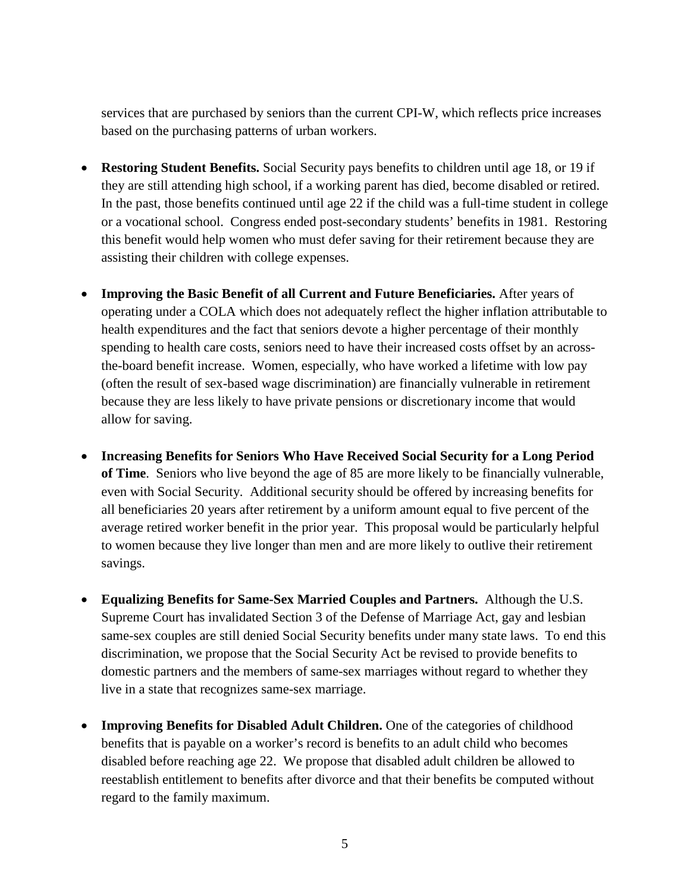services that are purchased by seniors than the current CPI-W, which reflects price increases based on the purchasing patterns of urban workers.

- **Restoring Student Benefits.** Social Security pays benefits to children until age 18, or 19 if they are still attending high school, if a working parent has died, become disabled or retired. In the past, those benefits continued until age 22 if the child was a full-time student in college or a vocational school. Congress ended post-secondary students' benefits in 1981. Restoring this benefit would help women who must defer saving for their retirement because they are assisting their children with college expenses.

- **Improving the Basic Benefit of all Current and Future Beneficiaries.** After years of operating under a COLA which does not adequately reflect the higher inflation attributable to health expenditures and the fact that seniors devote a higher percentage of their monthly spending to health care costs, seniors need to have their increased costs offset by an across-the-board benefit increase. Women, especially, who have worked a lifetime with low pay (often the result of sex-based wage discrimination) are financially vulnerable in retirement because they are less likely to have private pensions or discretionary income that would allow for saving.

- **Increasing Benefits for Seniors Who Have Received Social Security for a Long Period of Time**. Seniors who live beyond the age of 85 are more likely to be financially vulnerable, even with Social Security. Additional security should be offered by increasing benefits for all beneficiaries 20 years after retirement by a uniform amount equal to five percent of the average retired worker benefit in the prior year. This proposal would be particularly helpful to women because they live longer than men and are more likely to outlive their retirement savings.

- **Equalizing Benefits for Same-Sex Married Couples and Partners.** Although the U.S. Supreme Court has invalidated Section 3 of the Defense of Marriage Act, gay and lesbian same-sex couples are still denied Social Security benefits under many state laws. To end this discrimination, we propose that the Social Security Act be revised to provide benefits to domestic partners and the members of same-sex marriages without regard to whether they live in a state that recognizes same-sex marriage.

- **Improving Benefits for Disabled Adult Children.** One of the categories of childhood benefits that is payable on a worker's record is benefits to an adult child who becomes disabled before reaching age 22. We propose that disabled adult children be allowed to reestablish entitlement to benefits after divorce and that their benefits be computed without regard to the family maximum.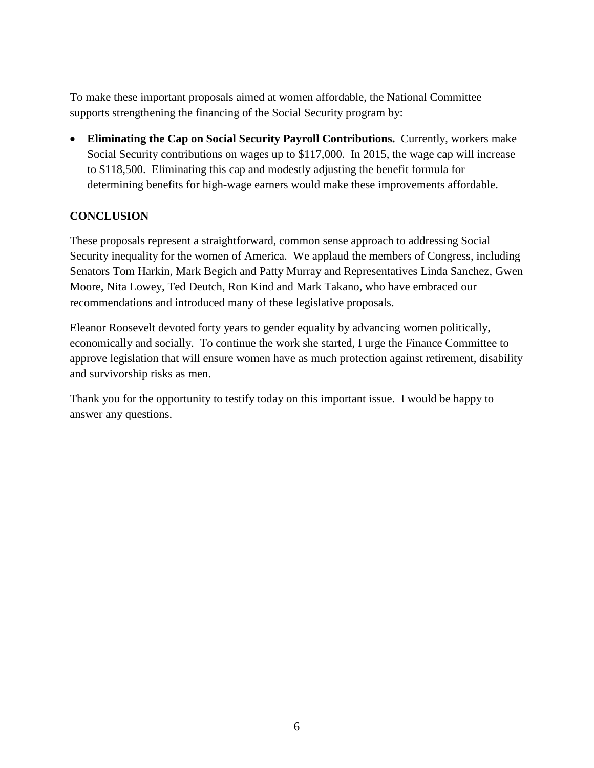To make these important proposals aimed at women affordable, the National Committee supports strengthening the financing of the Social Security program by:

- **Eliminating the Cap on Social Security Payroll Contributions.** Currently, workers make Social Security contributions on wages up to $117,000. In 2015, the wage cap will increase to $118,500. Eliminating this cap and modestly adjusting the benefit formula for determining benefits for high-wage earners would make these improvements affordable.

## CONCLUSION

These proposals represent a straightforward, common sense approach to addressing Social Security inequality for the women of America. We applaud the members of Congress, including Senators Tom Harkin, Mark Begich and Patty Murray and Representatives Linda Sanchez, Gwen Moore, Nita Lowey, Ted Deutch, Ron Kind and Mark Takano, who have embraced our recommendations and introduced many of these legislative proposals.

Eleanor Roosevelt devoted forty years to gender equality by advancing women politically, economically and socially. To continue the work she started, I urge the Finance Committee to approve legislation that will ensure women have as much protection against retirement, disability and survivorship risks as men.

Thank you for the opportunity to testify today on this important issue. I would be happy to answer any questions.